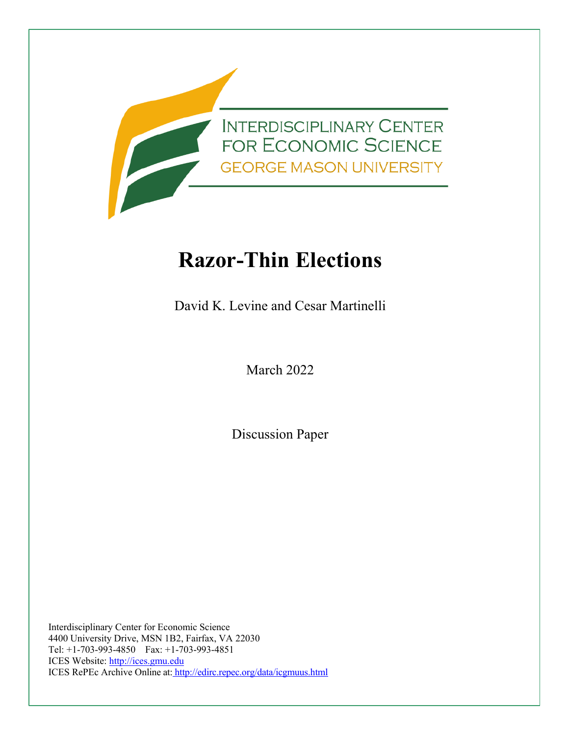INTERDISCIPLINARY CENTER FOR ECONOMIC SCIENCE

GEORGE MASON UNIVERSITY

# Razor-Thin Elections

David K. Levine and Cesar Martinelli

March 2022

Discussion Paper

Interdisciplinary Center for Economic Science
4400 University Drive, MSN 1B2, Fairfax, VA 22030
Tel: +1-703-993-4850 Fax: +1-703-993-4851
ICES Website: http://ices.gmu.edu
ICES RePEc Archive Online at: http://edirc.repec.org/data/icgmuus.html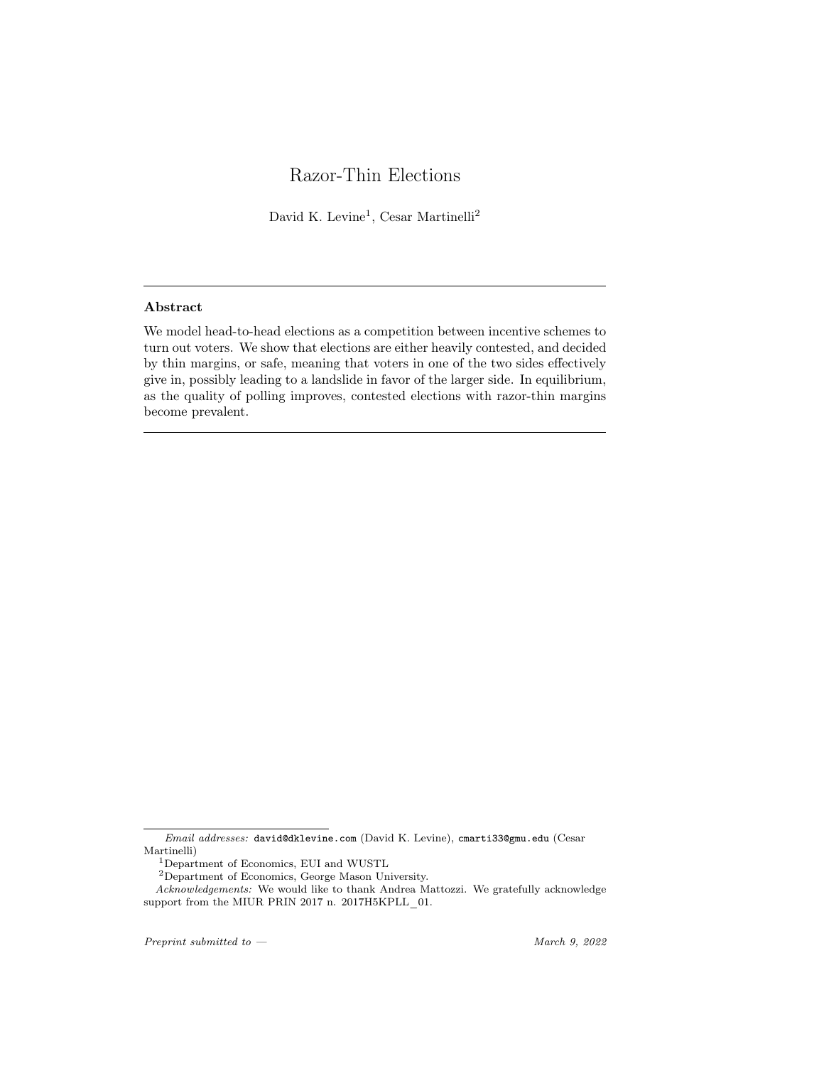# Razor-Thin Elections

David K. Levine[1], Cesar Martinelli[2]

---

**Abstract**

We model head-to-head elections as a competition between incentive schemes to turn out voters. We show that elections are either heavily contested, and decided by thin margins, or safe, meaning that voters in one of the two sides effectively give in, possibly leading to a landslide in favor of the larger side. In equilibrium, as the quality of polling improves, contested elections with razor-thin margins become prevalent.

---

*Email addresses:* david@dklevine.com (David K. Levine), cmarti33@gmu.edu (Cesar Martinelli)

[1] Department of Economics, EUI and WUSTL

[2] Department of Economics, George Mason University.

*Acknowledgements:* We would like to thank Andrea Mattozzi. We gratefully acknowledge support from the MIUR PRIN 2017 n. 2017H5KPLL_01.

*Preprint submitted to —* *March 9, 2022*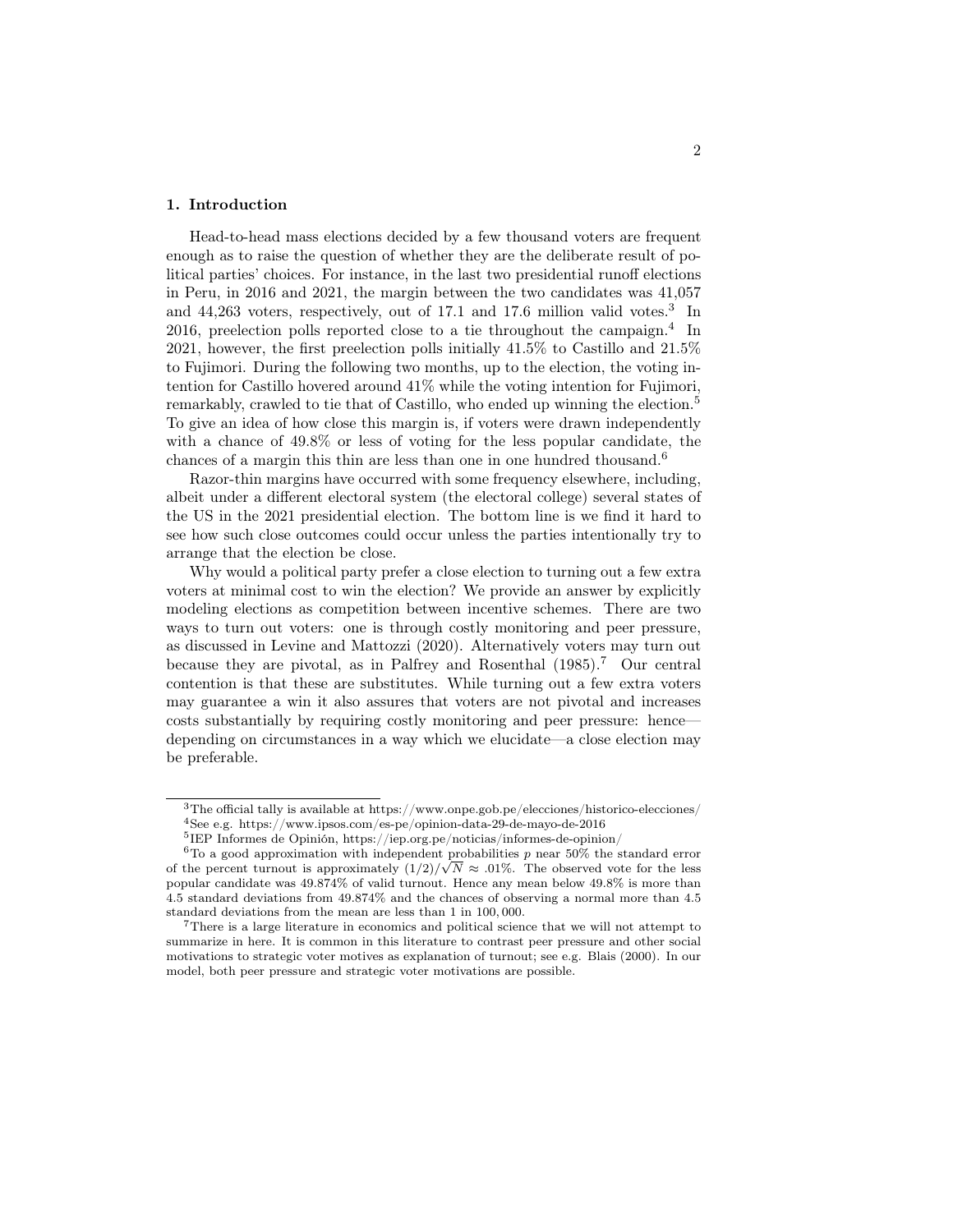## 1. Introduction

Head-to-head mass elections decided by a few thousand voters are frequent enough as to raise the question of whether they are the deliberate result of political parties' choices. For instance, in the last two presidential runoff elections in Peru, in 2016 and 2021, the margin between the two candidates was 41,057 and 44,263 voters, respectively, out of 17.1 and 17.6 million valid votes.[3] In 2016, preelection polls reported close to a tie throughout the campaign.[4] In 2021, however, the first preelection polls initially 41.5% to Castillo and 21.5% to Fujimori. During the following two months, up to the election, the voting intention for Castillo hovered around 41% while the voting intention for Fujimori, remarkably, crawled to tie that of Castillo, who ended up winning the election.[5] To give an idea of how close this margin is, if voters were drawn independently with a chance of 49.8% or less of voting for the less popular candidate, the chances of a margin this thin are less than one in one hundred thousand.[6]

Razor-thin margins have occurred with some frequency elsewhere, including, albeit under a different electoral system (the electoral college) several states of the US in the 2021 presidential election. The bottom line is we find it hard to see how such close outcomes could occur unless the parties intentionally try to arrange that the election be close.

Why would a political party prefer a close election to turning out a few extra voters at minimal cost to win the election? We provide an answer by explicitly modeling elections as competition between incentive schemes. There are two ways to turn out voters: one is through costly monitoring and peer pressure, as discussed in Levine and Mattozzi (2020). Alternatively voters may turn out because they are pivotal, as in Palfrey and Rosenthal (1985).[7] Our central contention is that these are substitutes. While turning out a few extra voters may guarantee a win it also assures that voters are not pivotal and increases costs substantially by requiring costly monitoring and peer pressure: hence—depending on circumstances in a way which we elucidate—a close election may be preferable.

---

[3] The official tally is available at https://www.onpe.gob.pe/elecciones/historico-elecciones/

[4] See e.g. https://www.ipsos.com/es-pe/opinion-data-29-de-mayo-de-2016

[5] IEP Informes de Opinión, https://iep.org.pe/noticias/informes-de-opinion/

[6] To a good approximation with independent probabilities $p$ near 50% the standard error of the percent turnout is approximately $(1/2)/\sqrt{N} \approx .01\%$. The observed vote for the less popular candidate was 49.874% of valid turnout. Hence any mean below 49.8% is more than 4.5 standard deviations from 49.874% and the chances of observing a normal more than 4.5 standard deviations from the mean are less than 1 in 100,000.

[7] There is a large literature in economics and political science that we will not attempt to summarize in here. It is common in this literature to contrast peer pressure and other social motivations to strategic voter motives as explanation of turnout; see e.g. Blais (2000). In our model, both peer pressure and strategic voter motivations are possible.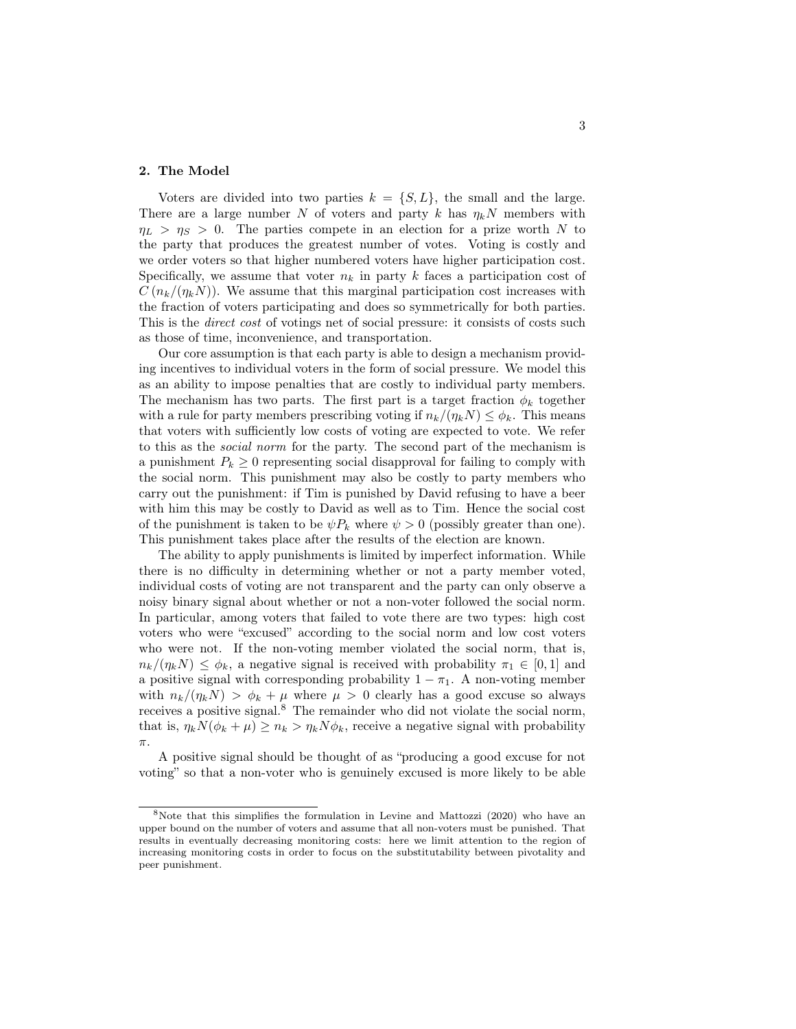## 2. The Model

Voters are divided into two parties $k = \{S, L\}$, the small and the large. There are a large number $N$ of voters and party $k$ has $\eta_k N$ members with $\eta_L > \eta_S > 0$. The parties compete in an election for a prize worth $N$ to the party that produces the greatest number of votes. Voting is costly and we order voters so that higher numbered voters have higher participation cost. Specifically, we assume that voter $n_k$ in party $k$ faces a participation cost of $C(n_k/(\eta_k N))$. We assume that this marginal participation cost increases with the fraction of voters participating and does so symmetrically for both parties. This is the *direct cost* of votings net of social pressure: it consists of costs such as those of time, inconvenience, and transportation.

Our core assumption is that each party is able to design a mechanism providing incentives to individual voters in the form of social pressure. We model this as an ability to impose penalties that are costly to individual party members. The mechanism has two parts. The first part is a target fraction $\phi_k$ together with a rule for party members prescribing voting if $n_k/(\eta_k N) \leq \phi_k$. This means that voters with sufficiently low costs of voting are expected to vote. We refer to this as the *social norm* for the party. The second part of the mechanism is a punishment $P_k \geq 0$ representing social disapproval for failing to comply with the social norm. This punishment may also be costly to party members who carry out the punishment: if Tim is punished by David refusing to have a beer with him this may be costly to David as well as to Tim. Hence the social cost of the punishment is taken to be $\psi P_k$ where $\psi > 0$ (possibly greater than one). This punishment takes place after the results of the election are known.

The ability to apply punishments is limited by imperfect information. While there is no difficulty in determining whether or not a party member voted, individual costs of voting are not transparent and the party can only observe a noisy binary signal about whether or not a non-voter followed the social norm. In particular, among voters that failed to vote there are two types: high cost voters who were "excused" according to the social norm and low cost voters who were not. If the non-voting member violated the social norm, that is, $n_k/(\eta_k N) \leq \phi_k$, a negative signal is received with probability $\pi_1 \in [0, 1]$ and a positive signal with corresponding probability $1 - \pi_1$. A non-voting member with $n_k/(\eta_k N) > \phi_k + \mu$ where $\mu > 0$ clearly has a good excuse so always receives a positive signal.[8] The remainder who did not violate the social norm, that is, $\eta_k N(\phi_k + \mu) \geq n_k > \eta_k N \phi_k$, receive a negative signal with probability $\pi$.

A positive signal should be thought of as "producing a good excuse for not voting" so that a non-voter who is genuinely excused is more likely to be able

[8] Note that this simplifies the formulation in Levine and Mattozzi (2020) who have an upper bound on the number of voters and assume that all non-voters must be punished. That results in eventually decreasing monitoring costs: here we limit attention to the region of increasing monitoring costs in order to focus on the substitutability between pivotality and peer punishment.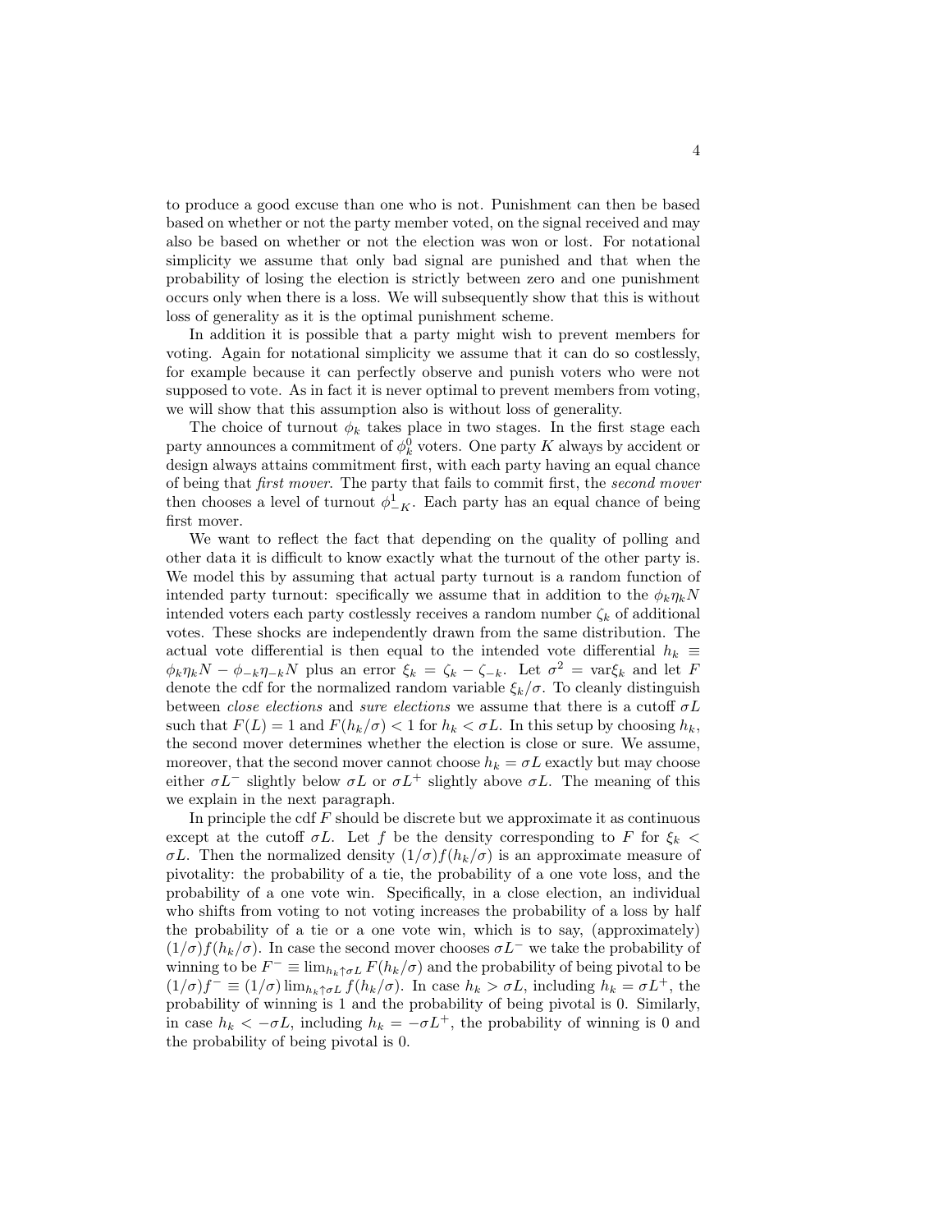to produce a good excuse than one who is not. Punishment can then be based based on whether or not the party member voted, on the signal received and may also be based on whether or not the election was won or lost. For notational simplicity we assume that only bad signal are punished and that when the probability of losing the election is strictly between zero and one punishment occurs only when there is a loss. We will subsequently show that this is without loss of generality as it is the optimal punishment scheme.

In addition it is possible that a party might wish to prevent members for voting. Again for notational simplicity we assume that it can do so costlessly, for example because it can perfectly observe and punish voters who were not supposed to vote. As in fact it is never optimal to prevent members from voting, we will show that this assumption also is without loss of generality.

The choice of turnout $\phi_k$ takes place in two stages. In the first stage each party announces a commitment of $\phi_k^0$ voters. One party $K$ always by accident or design always attains commitment first, with each party having an equal chance of being that *first mover*. The party that fails to commit first, the *second mover* then chooses a level of turnout $\phi_{-K}^1$. Each party has an equal chance of being first mover.

We want to reflect the fact that depending on the quality of polling and other data it is difficult to know exactly what the turnout of the other party is. We model this by assuming that actual party turnout is a random function of intended party turnout: specifically we assume that in addition to the $\phi_k \eta_k N$ intended voters each party costlessly receives a random number $\zeta_k$ of additional votes. These shocks are independently drawn from the same distribution. The actual vote differential is then equal to the intended vote differential $h_k \equiv \phi_k \eta_k N - \phi_{-k} \eta_{-k} N$ plus an error $\xi_k = \zeta_k - \zeta_{-k}$. Let $\sigma^2 = \text{var}\xi_k$ and let $F$ denote the cdf for the normalized random variable $\xi_k/\sigma$. To cleanly distinguish between *close elections* and *sure elections* we assume that there is a cutoff $\sigma L$ such that $F(L) = 1$ and $F(h_k/\sigma) < 1$ for $h_k < \sigma L$. In this setup by choosing $h_k$, the second mover determines whether the election is close or sure. We assume, moreover, that the second mover cannot choose $h_k = \sigma L$ exactly but may choose either $\sigma L^-$ slightly below $\sigma L$ or $\sigma L^+$ slightly above $\sigma L$. The meaning of this we explain in the next paragraph.

In principle the cdf $F$ should be discrete but we approximate it as continuous except at the cutoff $\sigma L$. Let $f$ be the density corresponding to $F$ for $\xi_k < \sigma L$. Then the normalized density $(1/\sigma) f(h_k/\sigma)$ is an approximate measure of pivotality: the probability of a tie, the probability of a one vote loss, and the probability of a one vote win. Specifically, in a close election, an individual who shifts from voting to not voting increases the probability of a loss by half the probability of a tie or a one vote win, which is to say, (approximately) $(1/\sigma) f(h_k/\sigma)$. In case the second mover chooses $\sigma L^-$ we take the probability of winning to be $F^- \equiv \lim_{h_k \uparrow \sigma L} F(h_k/\sigma)$ and the probability of being pivotal to be $(1/\sigma) f^- \equiv (1/\sigma) \lim_{h_k \uparrow \sigma L} f(h_k/\sigma)$. In case $h_k > \sigma L$, including $h_k = \sigma L^+$, the probability of winning is 1 and the probability of being pivotal is 0. Similarly, in case $h_k < -\sigma L$, including $h_k = -\sigma L^+$, the probability of winning is 0 and the probability of being pivotal is 0.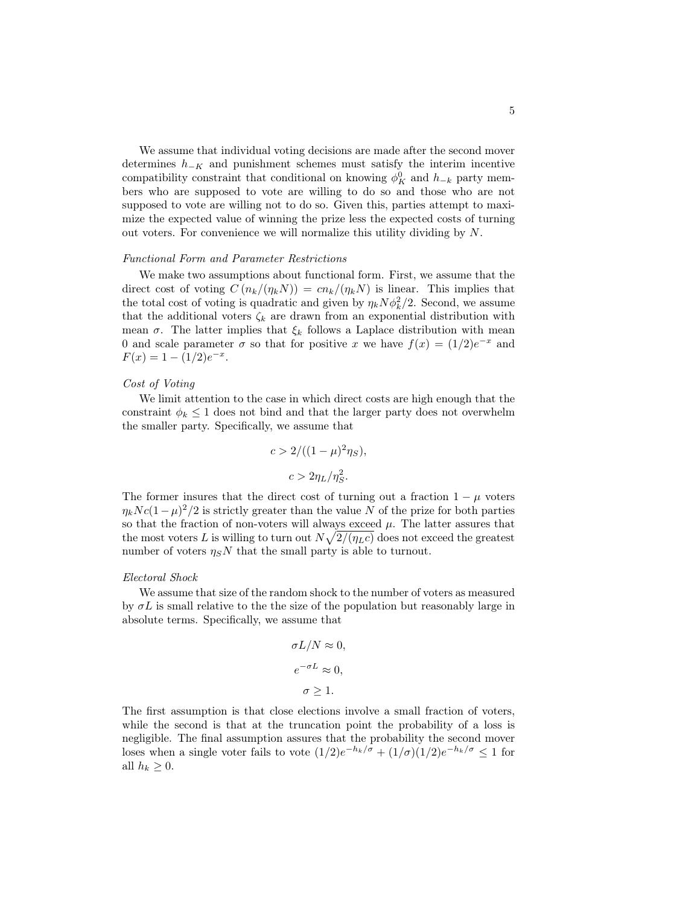We assume that individual voting decisions are made after the second mover determines $h_{-K}$ and punishment schemes must satisfy the interim incentive compatibility constraint that conditional on knowing $\phi_K^0$ and $h_{-k}$ party members who are supposed to vote are willing to do so and those who are not supposed to vote are willing not to do so. Given this, parties attempt to maximize the expected value of winning the prize less the expected costs of turning out voters. For convenience we will normalize this utility dividing by $N$.

*Functional Form and Parameter Restrictions*

We make two assumptions about functional form. First, we assume that the direct cost of voting $C\left(n_k/(\eta_k N)\right) = cn_k/(\eta_k N)$ is linear. This implies that the total cost of voting is quadratic and given by $\eta_k N \phi_k^2/2$. Second, we assume that the additional voters $\zeta_k$ are drawn from an exponential distribution with mean $\sigma$. The latter implies that $\xi_k$ follows a Laplace distribution with mean 0 and scale parameter $\sigma$ so that for positive $x$ we have $f(x) = (1/2)e^{-x}$ and $F(x) = 1 - (1/2)e^{-x}$.

*Cost of Voting*

We limit attention to the case in which direct costs are high enough that the constraint $\phi_k \leq 1$ does not bind and that the larger party does not overwhelm the smaller party. Specifically, we assume that

$$c > 2/((1-\mu)^2 \eta_S),$$

$$c > 2\eta_L/\eta_S^2.$$

The former insures that the direct cost of turning out a fraction $1-\mu$ voters $\eta_k N c(1-\mu)^2/2$ is strictly greater than the value $N$ of the prize for both parties so that the fraction of non-voters will always exceed $\mu$. The latter assures that the most voters $L$ is willing to turn out $N\sqrt{2/(\eta_L c)}$ does not exceed the greatest number of voters $\eta_S N$ that the small party is able to turnout.

*Electoral Shock*

We assume that size of the random shock to the number of voters as measured by $\sigma L$ is small relative to the the size of the population but reasonably large in absolute terms. Specifically, we assume that

$$\sigma L/N \approx 0,$$

$$e^{-\sigma L} \approx 0,$$

$$\sigma \geq 1.$$

The first assumption is that close elections involve a small fraction of voters, while the second is that at the truncation point the probability of a loss is negligible. The final assumption assures that the probability the second mover loses when a single voter fails to vote $(1/2)e^{-h_k/\sigma} + (1/\sigma)(1/2)e^{-h_k/\sigma} \leq 1$ for all $h_k \geq 0$.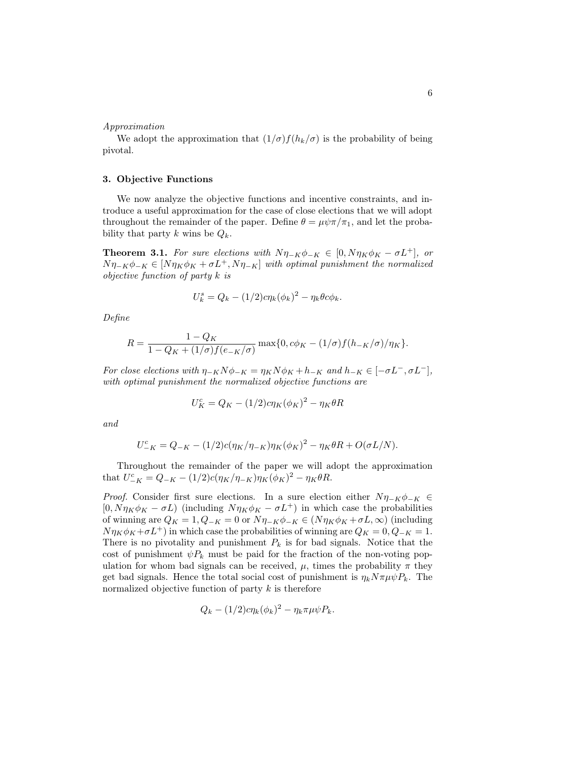*Approximation*

We adopt the approximation that $(1/\sigma)f(h_k/\sigma)$ is the probability of being pivotal.

## 3. Objective Functions

We now analyze the objective functions and incentive constraints, and introduce a useful approximation for the case of close elections that we will adopt throughout the remainder of the paper. Define $\theta = \mu\psi\pi/\pi_1$, and let the probability that party $k$ wins be $Q_k$.

**Theorem 3.1.** *For sure elections with $N\eta_{-K}\phi_{-K} \in [0, N\eta_K\phi_K - \sigma L^+]$, or $N\eta_{-K}\phi_{-K} \in [N\eta_K\phi_K + \sigma L^+, N\eta_{-K}]$ with optimal punishment the normalized objective function of party $k$ is*

$$U_k^s = Q_k - (1/2)c\eta_k(\phi_k)^2 - \eta_k\theta c\phi_k.$$

*Define*

$$R = \frac{1 - Q_K}{1 - Q_K + (1/\sigma)f(e_{-K}/\sigma)} \max\{0, c\phi_K - (1/\sigma)f(h_{-K}/\sigma)/\eta_K\}.$$

*For close elections with $\eta_{-K}N\phi_{-K} = \eta_K N\phi_K + h_{-K}$ and $h_{-K} \in [-\sigma L^-, \sigma L^-]$, with optimal punishment the normalized objective functions are*

$$U_K^c = Q_K - (1/2)c\eta_K(\phi_K)^2 - \eta_K\theta R$$

*and*

$$U_{-K}^c = Q_{-K} - (1/2)c(\eta_K/\eta_{-K})\eta_K(\phi_K)^2 - \eta_K\theta R + O(\sigma L/N).$$

Throughout the remainder of the paper we will adopt the approximation that $U_{-K}^c = Q_{-K} - (1/2)c(\eta_K/\eta_{-K})\eta_K(\phi_K)^2 - \eta_K\theta R$.

*Proof.* Consider first sure elections. In a sure election either $N\eta_{-K}\phi_{-K} \in [0, N\eta_K\phi_K - \sigma L)$ (including $N\eta_K\phi_K - \sigma L^+$) in which case the probabilities of winning are $Q_K = 1, Q_{-K} = 0$ or $N\eta_{-K}\phi_{-K} \in (N\eta_K\phi_K + \sigma L, \infty)$ (including $N\eta_K\phi_K + \sigma L^+$) in which case the probabilities of winning are $Q_K = 0, Q_{-K} = 1$. There is no pivotality and punishment $P_k$ is for bad signals. Notice that the cost of punishment $\psi P_k$ must be paid for the fraction of the non-voting population for whom bad signals can be received, $\mu$, times the probability $\pi$ they get bad signals. Hence the total social cost of punishment is $\eta_k N\pi\mu\psi P_k$. The normalized objective function of party $k$ is therefore

$$Q_k - (1/2)c\eta_k(\phi_k)^2 - \eta_k\pi\mu\psi P_k.$$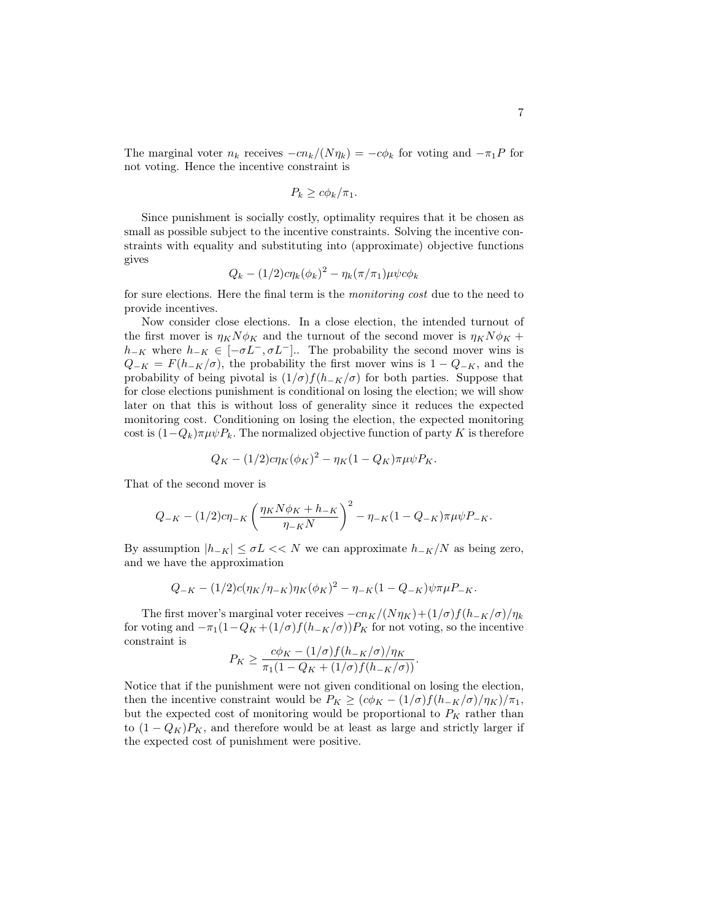The marginal voter $n_k$ receives $-cn_k/(N\eta_k) = -c\phi_k$ for voting and $-\pi_1 P$ for not voting. Hence the incentive constraint is

$$P_k \geq c\phi_k/\pi_1.$$

Since punishment is socially costly, optimality requires that it be chosen as small as possible subject to the incentive constraints. Solving the incentive constraints with equality and substituting into (approximate) objective functions gives

$$Q_k - (1/2)c\eta_k(\phi_k)^2 - \eta_k(\pi/\pi_1)\mu\psi c\phi_k$$

for sure elections. Here the final term is the *monitoring cost* due to the need to provide incentives.

Now consider close elections. In a close election, the intended turnout of the first mover is $\eta_K N\phi_K$ and the turnout of the second mover is $\eta_K N\phi_K + h_{-K}$ where $h_{-K} \in [-\sigma L^-, \sigma L^-]$.. The probability the second mover wins is $Q_{-K} = F(h_{-K}/\sigma)$, the probability the first mover wins is $1 - Q_{-K}$, and the probability of being pivotal is $(1/\sigma)f(h_{-K}/\sigma)$ for both parties. Suppose that for close elections punishment is conditional on losing the election; we will show later on that this is without loss of generality since it reduces the expected monitoring cost. Conditioning on losing the election, the expected monitoring cost is $(1-Q_k)\pi\mu\psi P_k$. The normalized objective function of party $K$ is therefore

$$Q_K - (1/2)c\eta_K(\phi_K)^2 - \eta_K(1-Q_K)\pi\mu\psi P_K.$$

That of the second mover is

$$Q_{-K} - (1/2)c\eta_{-K}\left(\frac{\eta_K N\phi_K + h_{-K}}{\eta_{-K}N}\right)^2 - \eta_{-K}(1-Q_{-K})\pi\mu\psi P_{-K}.$$

By assumption $|h_{-K}| \leq \sigma L << N$ we can approximate $h_{-K}/N$ as being zero, and we have the approximation

$$Q_{-K} - (1/2)c(\eta_K/\eta_{-K})\eta_K(\phi_K)^2 - \eta_{-K}(1-Q_{-K})\psi\pi\mu P_{-K}.$$

The first mover's marginal voter receives $-cn_K/(N\eta_K) + (1/\sigma)f(h_{-K}/\sigma)/\eta_k$ for voting and $-\pi_1(1-Q_K+(1/\sigma)f(h_{-K}/\sigma))P_K$ for not voting, so the incentive constraint is

$$P_K \geq \frac{c\phi_K - (1/\sigma)f(h_{-K}/\sigma)/\eta_K}{\pi_1(1-Q_K+(1/\sigma)f(h_{-K}/\sigma))}.$$

Notice that if the punishment were not given conditional on losing the election, then the incentive constraint would be $P_K \geq (c\phi_K - (1/\sigma)f(h_{-K}/\sigma)/\eta_K)/\pi_1$, but the expected cost of monitoring would be proportional to $P_K$ rather than to $(1-Q_K)P_K$, and therefore would be at least as large and strictly larger if the expected cost of punishment were positive.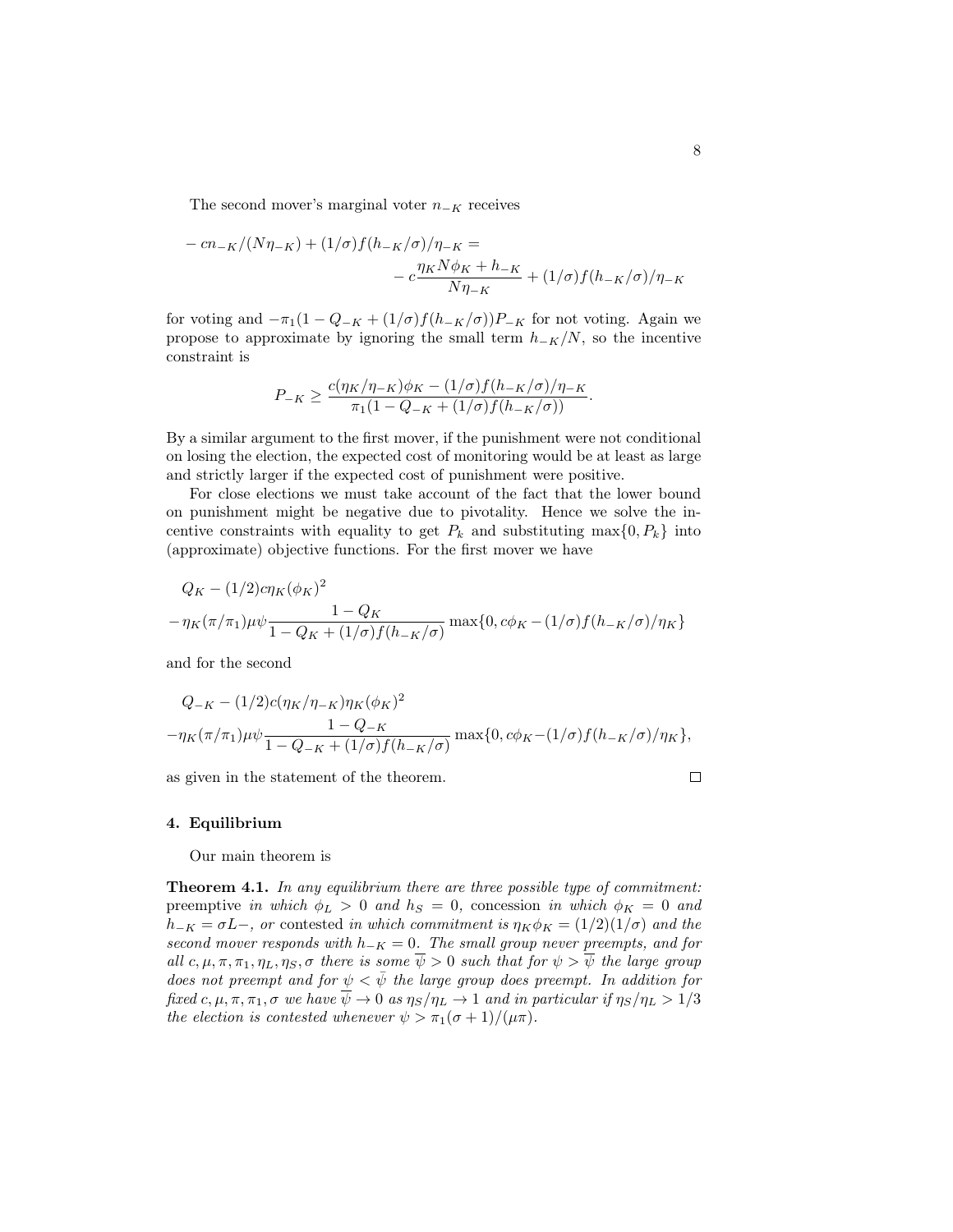The second mover's marginal voter $n_{-K}$ receives

$$
\begin{aligned}
-cn_{-K}/(N\eta_{-K}) + (1/\sigma)f(h_{-K}/\sigma)/\eta_{-K} = \\
- c\frac{\eta_K N \phi_K + h_{-K}}{N\eta_{-K}} + (1/\sigma)f(h_{-K}/\sigma)/\eta_{-K}
\end{aligned}
$$

for voting and $-\pi_1(1 - Q_{-K} + (1/\sigma)f(h_{-K}/\sigma))P_{-K}$ for not voting. Again we propose to approximate by ignoring the small term $h_{-K}/N$, so the incentive constraint is

$$
P_{-K} \geq \frac{c(\eta_K/\eta_{-K})\phi_K - (1/\sigma)f(h_{-K}/\sigma)/\eta_{-K}}{\pi_1(1 - Q_{-K} + (1/\sigma)f(h_{-K}/\sigma))}.
$$

By a similar argument to the first mover, if the punishment were not conditional on losing the election, the expected cost of monitoring would be at least as large and strictly larger if the expected cost of punishment were positive.

For close elections we must take account of the fact that the lower bound on punishment might be negative due to pivotality. Hence we solve the incentive constraints with equality to get $P_k$ and substituting $\max\{0, P_k\}$ into (approximate) objective functions. For the first mover we have

$$
\begin{aligned}
&Q_K - (1/2)c\eta_K(\phi_K)^2 \\
&-\eta_K(\pi/\pi_1)\mu\psi\frac{1 - Q_K}{1 - Q_K + (1/\sigma)f(h_{-K}/\sigma)}\max\{0, c\phi_K - (1/\sigma)f(h_{-K}/\sigma)/\eta_K\}
\end{aligned}
$$

and for the second

$$
\begin{aligned}
&Q_{-K} - (1/2)c(\eta_K/\eta_{-K})\eta_K(\phi_K)^2 \\
&-\eta_K(\pi/\pi_1)\mu\psi\frac{1 - Q_{-K}}{1 - Q_{-K} + (1/\sigma)f(h_{-K}/\sigma)}\max\{0, c\phi_K - (1/\sigma)f(h_{-K}/\sigma)/\eta_K\},
\end{aligned}
$$

as given in the statement of the theorem. ∎

## 4. Equilibrium

Our main theorem is

**Theorem 4.1.** *In any equilibrium there are three possible type of commitment:* preemptive *in which $\phi_L > 0$ and $h_S = 0$,* concession *in which $\phi_K = 0$ and $h_{-K} = \sigma L-$, or* contested *in which commitment is $\eta_K\phi_K = (1/2)(1/\sigma)$ and the second mover responds with $h_{-K} = 0$. The small group never preempts, and for all $c, \mu, \pi, \pi_1, \eta_L, \eta_S, \sigma$ there is some $\overline{\psi} > 0$ such that for $\psi > \overline{\psi}$ the large group does not preempt and for $\psi < \bar{\psi}$ the large group does preempt. In addition for fixed $c, \mu, \pi, \pi_1, \sigma$ we have $\overline{\psi} \to 0$ as $\eta_S/\eta_L \to 1$ and in particular if $\eta_S/\eta_L > 1/3$ the election is contested whenever $\psi > \pi_1(\sigma + 1)/(\mu\pi)$.*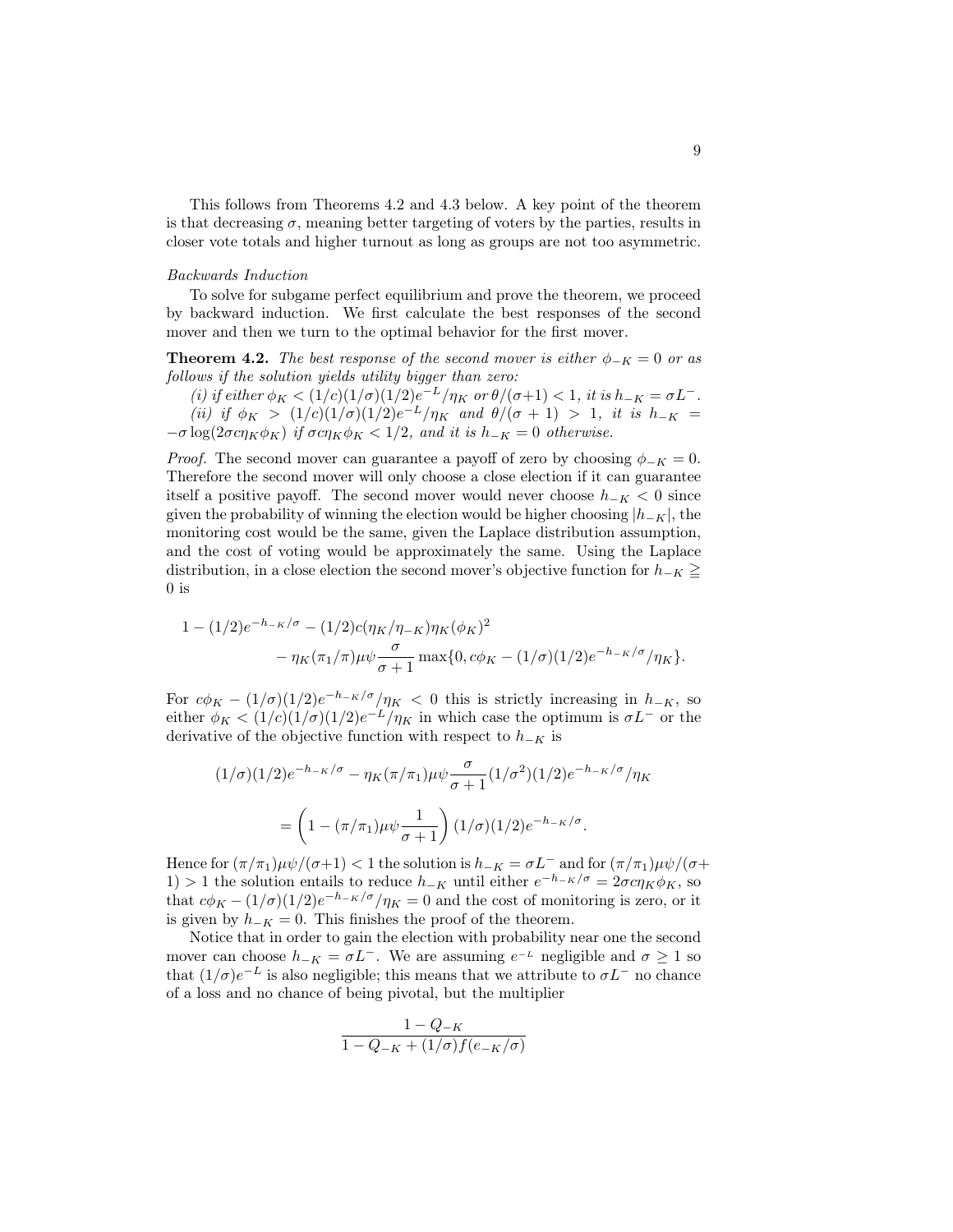This follows from Theorems 4.2 and 4.3 below. A key point of the theorem is that decreasing $\sigma$, meaning better targeting of voters by the parties, results in closer vote totals and higher turnout as long as groups are not too asymmetric.

*Backwards Induction*

To solve for subgame perfect equilibrium and prove the theorem, we proceed by backward induction. We first calculate the best responses of the second mover and then we turn to the optimal behavior for the first mover.

**Theorem 4.2.** *The best response of the second mover is either $\phi_{-K} = 0$ or as follows if the solution yields utility bigger than zero:*

*(i) if either $\phi_K < (1/c)(1/\sigma)(1/2)e^{-L}/\eta_K$ or $\theta/(\sigma+1) < 1$, it is $h_{-K} = \sigma L^-$.*

*(ii) if $\phi_K > (1/c)(1/\sigma)(1/2)e^{-L}/\eta_K$ and $\theta/(\sigma+1) > 1$, it is $h_{-K} = -\sigma \log(2\sigma c \eta_K \phi_K)$ if $\sigma c \eta_K \phi_K < 1/2$, and it is $h_{-K} = 0$ otherwise.*

*Proof.* The second mover can guarantee a payoff of zero by choosing $\phi_{-K} = 0$. Therefore the second mover will only choose a close election if it can guarantee itself a positive payoff. The second mover would never choose $h_{-K} < 0$ since given the probability of winning the election would be higher choosing $|h_{-K}|$, the monitoring cost would be the same, given the Laplace distribution assumption, and the cost of voting would be approximately the same. Using the Laplace distribution, in a close election the second mover's objective function for $h_{-K} \geqq 0$ is

$$1 - (1/2)e^{-h_{-K}/\sigma} - (1/2)c(\eta_K/\eta_{-K})\eta_K(\phi_K)^2$$
$$- \eta_K(\pi_1/\pi)\mu\psi\frac{\sigma}{\sigma+1}\max\{0, c\phi_K - (1/\sigma)(1/2)e^{-h_{-K}/\sigma}/\eta_K\}.$$

For $c\phi_K - (1/\sigma)(1/2)e^{-h_{-K}/\sigma}/\eta_K < 0$ this is strictly increasing in $h_{-K}$, so either $\phi_K < (1/c)(1/\sigma)(1/2)e^{-L}/\eta_K$ in which case the optimum is $\sigma L^-$ or the derivative of the objective function with respect to $h_{-K}$ is

$$(1/\sigma)(1/2)e^{-h_{-K}/\sigma} - \eta_K(\pi/\pi_1)\mu\psi\frac{\sigma}{\sigma+1}(1/\sigma^2)(1/2)e^{-h_{-K}/\sigma}/\eta_K$$
$$= \left(1 - (\pi/\pi_1)\mu\psi\frac{1}{\sigma+1}\right)(1/\sigma)(1/2)e^{-h_{-K}/\sigma}.$$

Hence for $(\pi/\pi_1)\mu\psi/(\sigma+1) < 1$ the solution is $h_{-K} = \sigma L^-$ and for $(\pi/\pi_1)\mu\psi/(\sigma+1) > 1$ the solution entails to reduce $h_{-K}$ until either $e^{-h_{-K}/\sigma} = 2\sigma c \eta_K \phi_K$, so that $c\phi_K - (1/\sigma)(1/2)e^{-h_{-K}/\sigma}/\eta_K = 0$ and the cost of monitoring is zero, or it is given by $h_{-K} = 0$. This finishes the proof of the theorem.

Notice that in order to gain the election with probability near one the second mover can choose $h_{-K} = \sigma L^-$. We are assuming $e^{-L}$ negligible and $\sigma \geq 1$ so that $(1/\sigma)e^{-L}$ is also negligible; this means that we attribute to $\sigma L^-$ no chance of a loss and no chance of being pivotal, but the multiplier

$$\frac{1 - Q_{-K}}{1 - Q_{-K} + (1/\sigma)f(e_{-K}/\sigma)}$$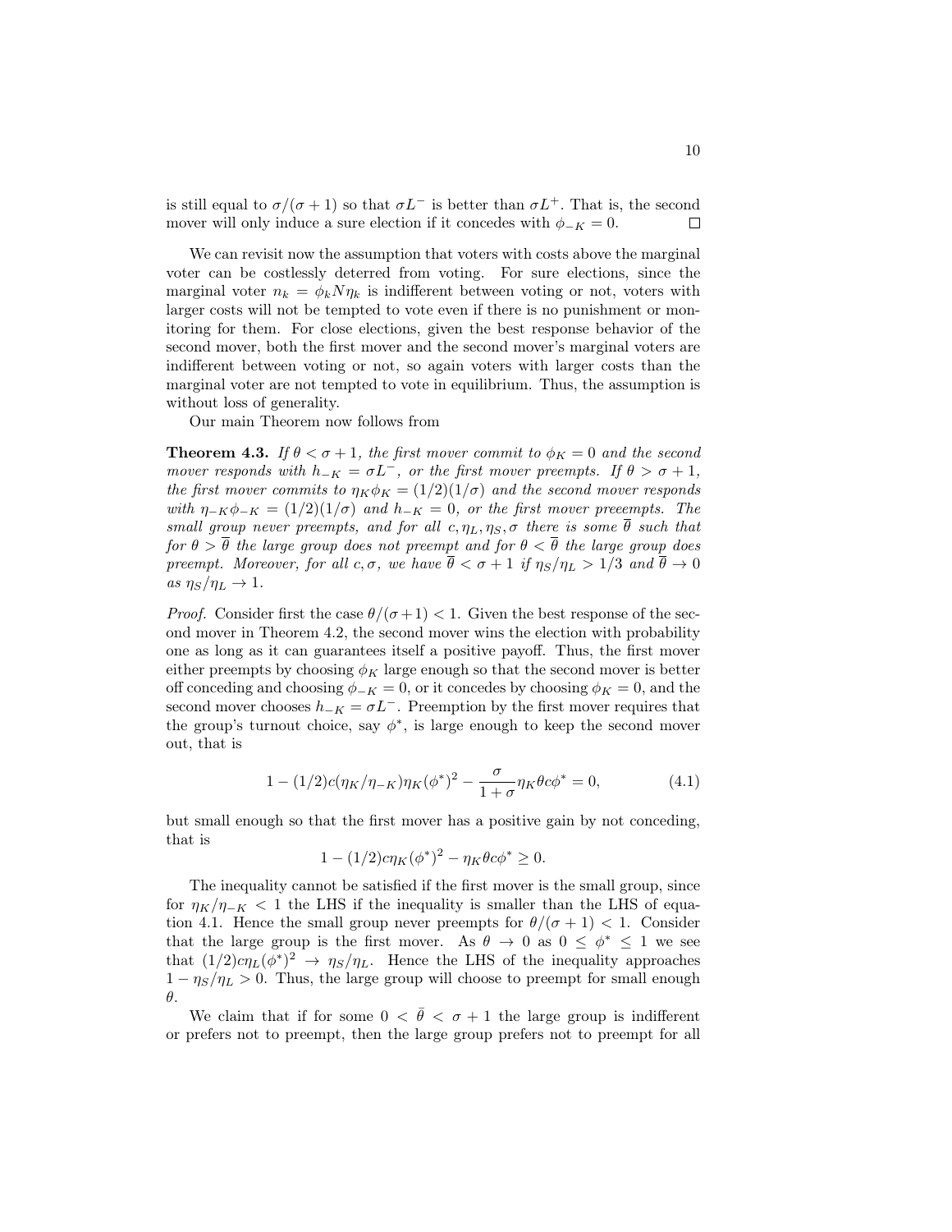is still equal to $\sigma/(\sigma+1)$ so that $\sigma L^-$ is better than $\sigma L^+$. That is, the second mover will only induce a sure election if it concedes with $\phi_{-K} = 0$. □

We can revisit now the assumption that voters with costs above the marginal voter can be costlessly deterred from voting. For sure elections, since the marginal voter $n_k = \phi_k N \eta_k$ is indifferent between voting or not, voters with larger costs will not be tempted to vote even if there is no punishment or monitoring for them. For close elections, given the best response behavior of the second mover, both the first mover and the second mover's marginal voters are indifferent between voting or not, so again voters with larger costs than the marginal voter are not tempted to vote in equilibrium. Thus, the assumption is without loss of generality.

Our main Theorem now follows from

**Theorem 4.3.** *If $\theta < \sigma + 1$, the first mover commit to $\phi_K = 0$ and the second mover responds with $h_{-K} = \sigma L^-$, or the first mover preempts. If $\theta > \sigma + 1$, the first mover commits to $\eta_K \phi_K = (1/2)(1/\sigma)$ and the second mover responds with $\eta_{-K}\phi_{-K} = (1/2)(1/\sigma)$ and $h_{-K} = 0$, or the first mover preeempts. The small group never preempts, and for all $c, \eta_L, \eta_S, \sigma$ there is some $\overline{\theta}$ such that for $\theta > \overline{\theta}$ the large group does not preempt and for $\theta < \overline{\theta}$ the large group does preempt. Moreover, for all $c, \sigma$, we have $\overline{\theta} < \sigma + 1$ if $\eta_S/\eta_L > 1/3$ and $\overline{\theta} \to 0$ as $\eta_S/\eta_L \to 1$.*

*Proof.* Consider first the case $\theta/(\sigma+1) < 1$. Given the best response of the second mover in Theorem 4.2, the second mover wins the election with probability one as long as it can guarantees itself a positive payoff. Thus, the first mover either preempts by choosing $\phi_K$ large enough so that the second mover is better off conceding and choosing $\phi_{-K} = 0$, or it concedes by choosing $\phi_K = 0$, and the second mover chooses $h_{-K} = \sigma L^-$. Preemption by the first mover requires that the group's turnout choice, say $\phi^*$, is large enough to keep the second mover out, that is

$$1 - (1/2)c(\eta_K/\eta_{-K})\eta_K(\phi^*)^2 - \frac{\sigma}{1+\sigma}\eta_K\theta c\phi^* = 0, \tag{4.1}$$

but small enough so that the first mover has a positive gain by not conceding, that is

$$1 - (1/2)c\eta_K(\phi^*)^2 - \eta_K\theta c\phi^* \geq 0.$$

The inequality cannot be satisfied if the first mover is the small group, since for $\eta_K/\eta_{-K} < 1$ the LHS if the inequality is smaller than the LHS of equation 4.1. Hence the small group never preempts for $\theta/(\sigma+1) < 1$. Consider that the large group is the first mover. As $\theta \to 0$ as $0 \leq \phi^* \leq 1$ we see that $(1/2)c\eta_L(\phi^*)^2 \to \eta_S/\eta_L$. Hence the LHS of the inequality approaches $1 - \eta_S/\eta_L > 0$. Thus, the large group will choose to preempt for small enough $\theta$.

We claim that if for some $0 < \bar{\theta} < \sigma + 1$ the large group is indifferent or prefers not to preempt, then the large group prefers not to preempt for all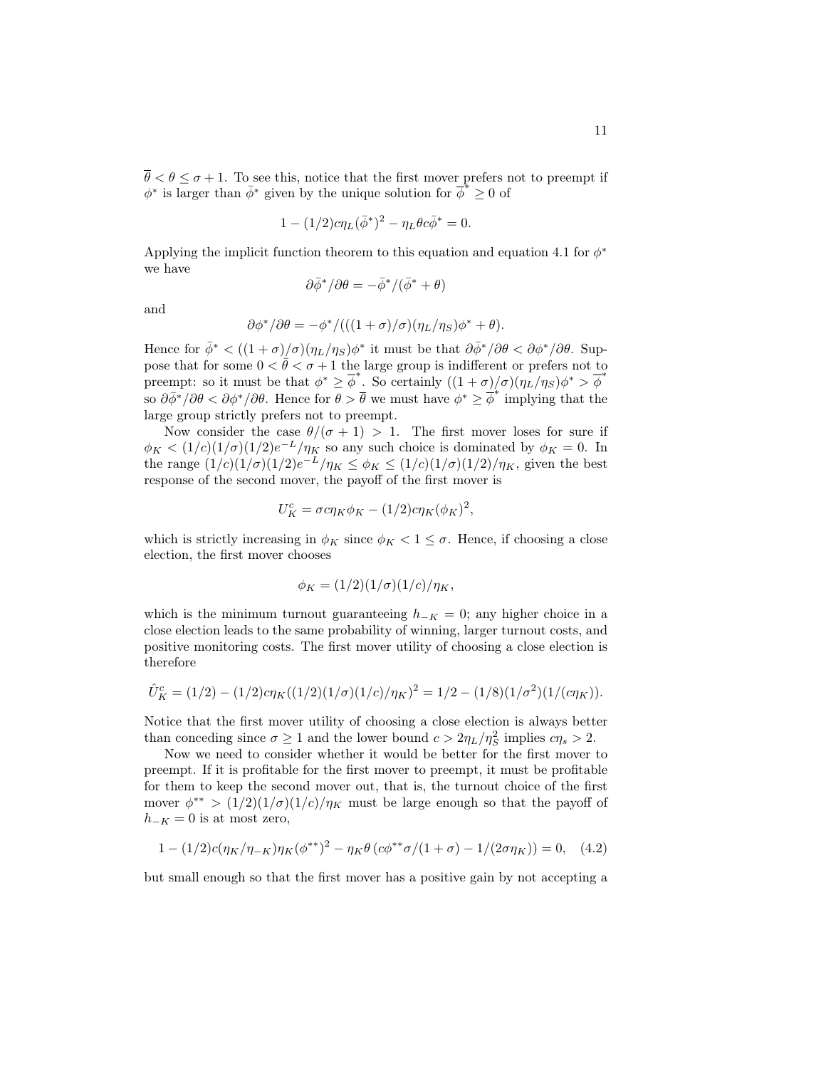$\overline{\theta} < \theta \leq \sigma + 1$. To see this, notice that the first mover prefers not to preempt if $\phi^*$ is larger than $\bar{\phi}^*$ given by the unique solution for $\overline{\phi}^* \geq 0$ of

$$1 - (1/2)c\eta_L(\bar{\phi}^*)^2 - \eta_L \theta c \bar{\phi}^* = 0.$$

Applying the implicit function theorem to this equation and equation 4.1 for $\phi^*$ we have

$$\partial \bar{\phi}^* / \partial \theta = -\bar{\phi}^* / (\bar{\phi}^* + \theta)$$

and

$$\partial \phi^* / \partial \theta = -\phi^* / (((1+\sigma)/\sigma)(\eta_L/\eta_S)\phi^* + \theta).$$

Hence for $\bar{\phi}^* < ((1+\sigma)/\sigma)(\eta_L/\eta_S)\phi^*$ it must be that $\partial \bar{\phi}^* / \partial \theta < \partial \phi^* / \partial \theta$. Suppose that for some $0 < \overline{\theta} < \sigma + 1$ the large group is indifferent or prefers not to preempt: so it must be that $\phi^* \geq \overline{\phi}^*$. So certainly $((1+\sigma)/\sigma)(\eta_L/\eta_S)\phi^* > \overline{\phi}^*$ so $\partial \bar{\phi}^* / \partial \theta < \partial \phi^* / \partial \theta$. Hence for $\theta > \overline{\theta}$ we must have $\phi^* \geq \overline{\phi}^*$ implying that the large group strictly prefers not to preempt.

Now consider the case $\theta/(\sigma + 1) > 1$. The first mover loses for sure if $\phi_K < (1/c)(1/\sigma)(1/2)e^{-L}/\eta_K$ so any such choice is dominated by $\phi_K = 0$. In the range $(1/c)(1/\sigma)(1/2)e^{-L}/\eta_K \leq \phi_K \leq (1/c)(1/\sigma)(1/2)/\eta_K$, given the best response of the second mover, the payoff of the first mover is

$$U_K^c = \sigma c \eta_K \phi_K - (1/2)c\eta_K(\phi_K)^2,$$

which is strictly increasing in $\phi_K$ since $\phi_K < 1 \leq \sigma$. Hence, if choosing a close election, the first mover chooses

$$\phi_K = (1/2)(1/\sigma)(1/c)/\eta_K,$$

which is the minimum turnout guaranteeing $h_{-K} = 0$; any higher choice in a close election leads to the same probability of winning, larger turnout costs, and positive monitoring costs. The first mover utility of choosing a close election is therefore

$$\hat{U}_K^c = (1/2) - (1/2)c\eta_K((1/2)(1/\sigma)(1/c)/\eta_K)^2 = 1/2 - (1/8)(1/\sigma^2)(1/(c\eta_K)).$$

Notice that the first mover utility of choosing a close election is always better than conceding since $\sigma \geq 1$ and the lower bound $c > 2\eta_L/\eta_S^2$ implies $c\eta_s > 2$.

Now we need to consider whether it would be better for the first mover to preempt. If it is profitable for the first mover to preempt, it must be profitable for them to keep the second mover out, that is, the turnout choice of the first mover $\phi^{**} > (1/2)(1/\sigma)(1/c)/\eta_K$ must be large enough so that the payoff of $h_{-K} = 0$ is at most zero,

$$1 - (1/2)c(\eta_K/\eta_{-K})\eta_K(\phi^{**})^2 - \eta_K \theta \left(c\phi^{**}\sigma/(1+\sigma) - 1/(2\sigma\eta_K)\right) = 0, \quad (4.2)$$

but small enough so that the first mover has a positive gain by not accepting a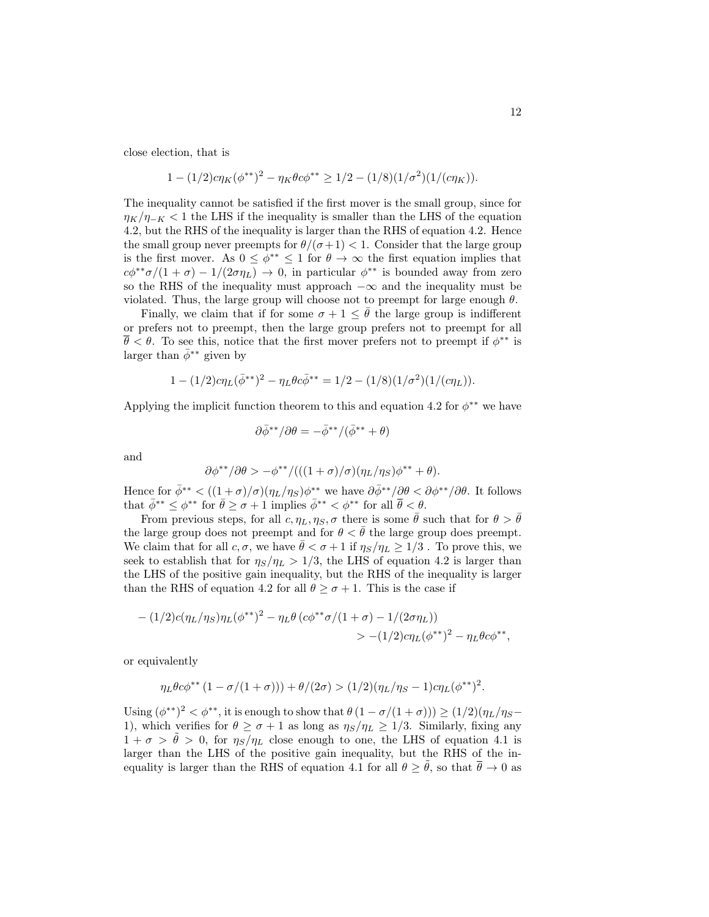close election, that is

$$1 - (1/2)c\eta_K(\phi^{**})^2 - \eta_K\theta c\phi^{**} \geq 1/2 - (1/8)(1/\sigma^2)(1/(c\eta_K)).$$

The inequality cannot be satisfied if the first mover is the small group, since for $\eta_K/\eta_{-K} < 1$ the LHS if the inequality is smaller than the LHS of the equation 4.2, but the RHS of the inequality is larger than the RHS of equation 4.2. Hence the small group never preempts for $\theta/(\sigma+1) < 1$. Consider that the large group is the first mover. As $0 \leq \phi^{**} \leq 1$ for $\theta \to \infty$ the first equation implies that $c\phi^{**}\sigma/(1+\sigma) - 1/(2\sigma\eta_L) \to 0$, in particular $\phi^{**}$ is bounded away from zero so the RHS of the inequality must approach $-\infty$ and the inequality must be violated. Thus, the large group will choose not to preempt for large enough $\theta$.

Finally, we claim that if for some $\sigma + 1 \leq \bar{\theta}$ the large group is indifferent or prefers not to preempt, then the large group prefers not to preempt for all $\overline{\theta} < \theta$. To see this, notice that the first mover prefers not to preempt if $\phi^{**}$ is larger than $\bar{\phi}^{**}$ given by

$$1 - (1/2)c\eta_L(\bar{\phi}^{**})^2 - \eta_L\theta c\bar{\phi}^{**} = 1/2 - (1/8)(1/\sigma^2)(1/(c\eta_L)).$$

Applying the implicit function theorem to this and equation 4.2 for $\phi^{**}$ we have

$$\partial\bar{\phi}^{**}/\partial\theta = -\bar{\phi}^{**}/(\bar{\phi}^{**} + \theta)$$

and

$$\partial\phi^{**}/\partial\theta > -\phi^{**}/(((1+\sigma)/\sigma)(\eta_L/\eta_S)\phi^{**} + \theta).$$

Hence for $\bar{\phi}^{**} < ((1+\sigma)/\sigma)(\eta_L/\eta_S)\phi^{**}$ we have $\partial\bar{\phi}^{**}/\partial\theta < \partial\phi^{**}/\partial\theta$. It follows that $\bar{\phi}^{**} \leq \phi^{**}$ for $\bar{\theta} \geq \sigma + 1$ implies $\bar{\phi}^{**} < \phi^{**}$ for all $\overline{\theta} < \theta$.

From previous steps, for all $c, \eta_L, \eta_S, \sigma$ there is some $\bar{\theta}$ such that for $\theta > \bar{\theta}$ the large group does not preempt and for $\theta < \bar{\theta}$ the large group does preempt. We claim that for all $c, \sigma$, we have $\bar{\theta} < \sigma + 1$ if $\eta_S/\eta_L \geq 1/3$ . To prove this, we seek to establish that for $\eta_S/\eta_L > 1/3$, the LHS of equation 4.2 is larger than the LHS of the positive gain inequality, but the RHS of the inequality is larger than the RHS of equation 4.2 for all $\theta \geq \sigma + 1$. This is the case if

$$\begin{aligned} -(1/2)c(\eta_L/\eta_S)\eta_L(\phi^{**})^2 - \eta_L\theta\left(c\phi^{**}\sigma/(1+\sigma) - 1/(2\sigma\eta_L)\right) \\ > -(1/2)c\eta_L(\phi^{**})^2 - \eta_L\theta c\phi^{**}, \end{aligned}$$

or equivalently

$$\eta_L\theta c\phi^{**}\left(1 - \sigma/(1+\sigma)\right)) + \theta/(2\sigma) > (1/2)(\eta_L/\eta_S - 1)c\eta_L(\phi^{**})^2.$$

Using $(\phi^{**})^2 < \phi^{**}$, it is enough to show that $\theta\left(1 - \sigma/(1+\sigma)\right)) \geq (1/2)(\eta_L/\eta_S - 1)$, which verifies for $\theta \geq \sigma + 1$ as long as $\eta_S/\eta_L \geq 1/3$. Similarly, fixing any $1 + \sigma > \tilde{\theta} > 0$, for $\eta_S/\eta_L$ close enough to one, the LHS of equation 4.1 is larger than the LHS of the positive gain inequality, but the RHS of the inequality is larger than the RHS of equation 4.1 for all $\theta \geq \tilde{\theta}$, so that $\overline{\theta} \to 0$ as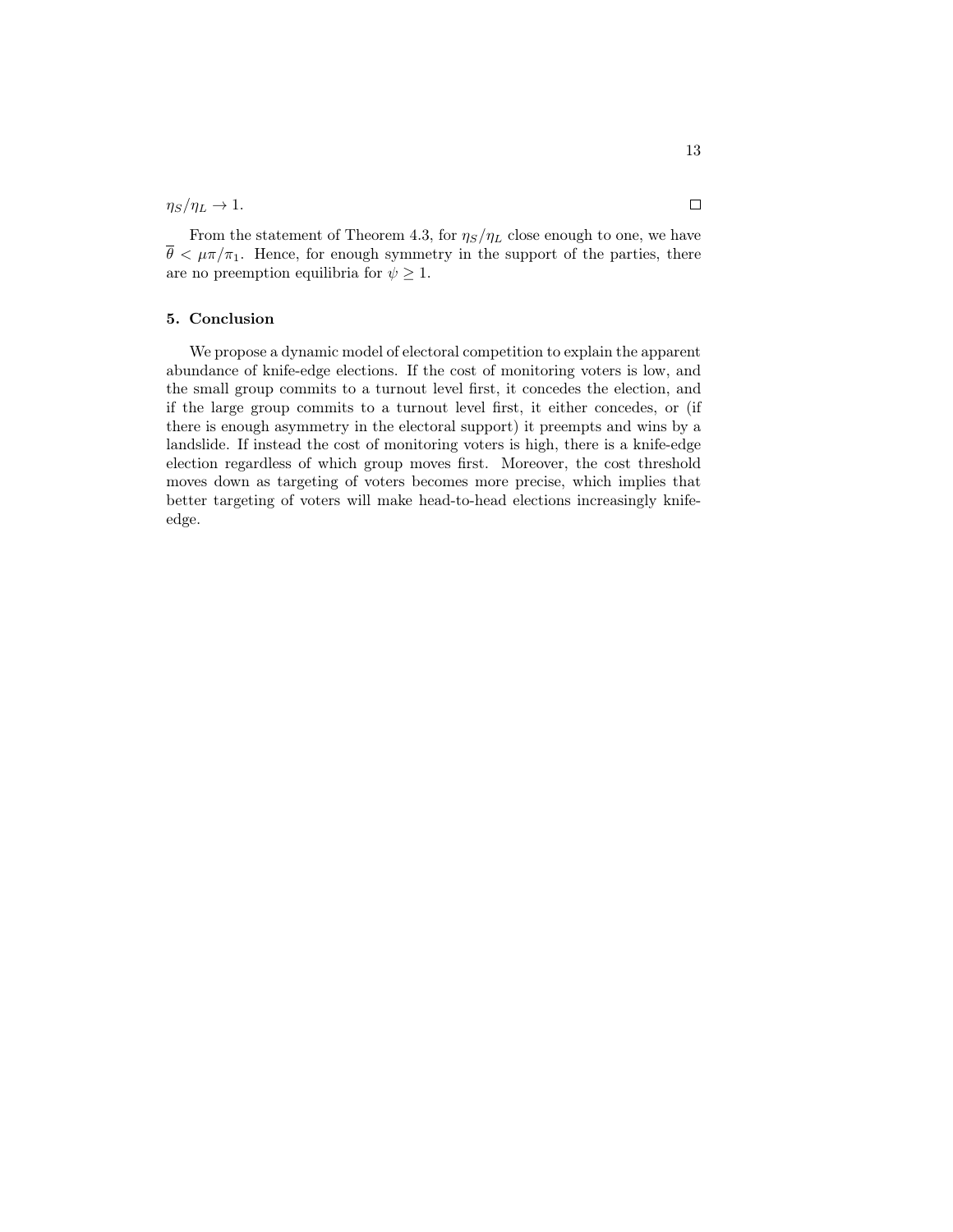$\eta_S/\eta_L \to 1$. $\square$

From the statement of Theorem 4.3, for $\eta_S/\eta_L$ close enough to one, we have $\overline{\theta} < \mu\pi/\pi_1$. Hence, for enough symmetry in the support of the parties, there are no preemption equilibria for $\psi \geq 1$.

## 5. Conclusion

We propose a dynamic model of electoral competition to explain the apparent abundance of knife-edge elections. If the cost of monitoring voters is low, and the small group commits to a turnout level first, it concedes the election, and if the large group commits to a turnout level first, it either concedes, or (if there is enough asymmetry in the electoral support) it preempts and wins by a landslide. If instead the cost of monitoring voters is high, there is a knife-edge election regardless of which group moves first. Moreover, the cost threshold moves down as targeting of voters becomes more precise, which implies that better targeting of voters will make head-to-head elections increasingly knife-edge.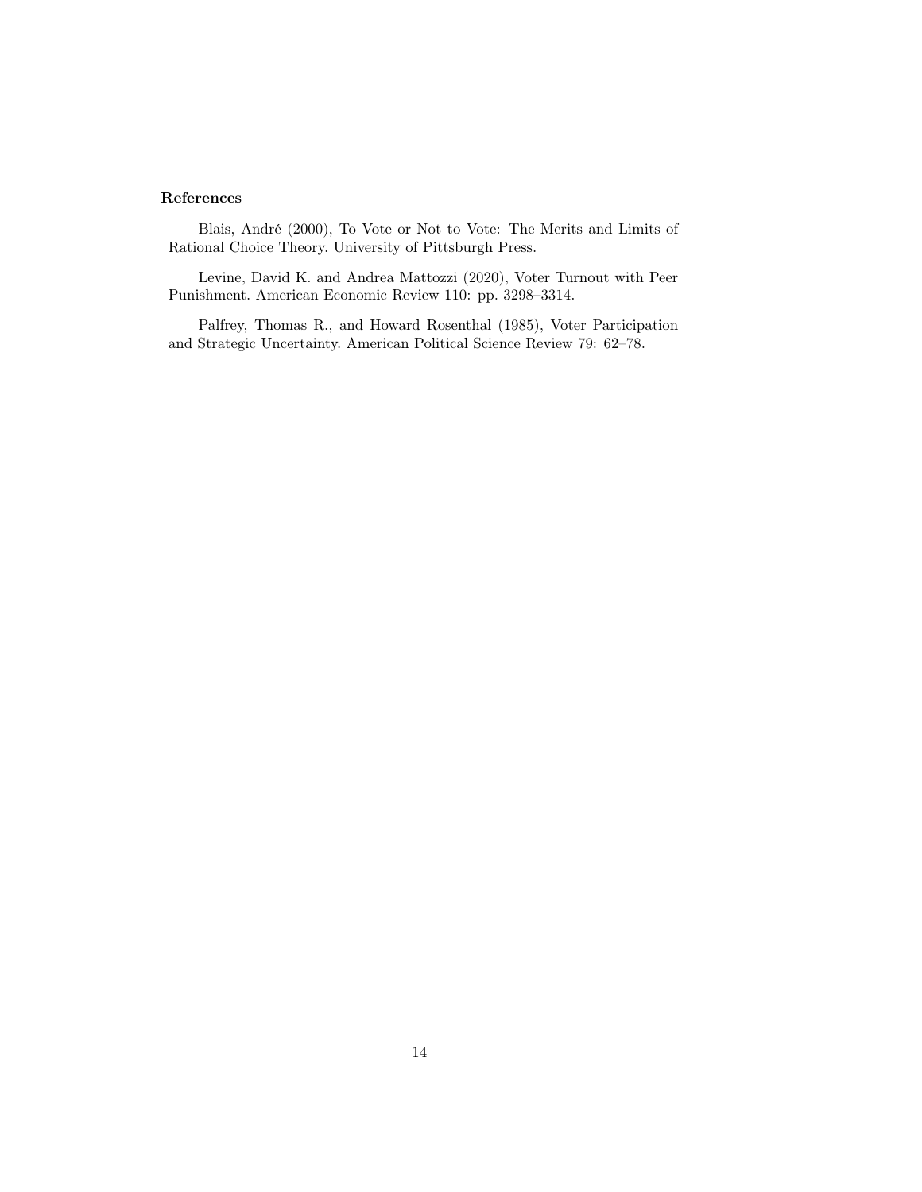**References**

Blais, André (2000), To Vote or Not to Vote: The Merits and Limits of Rational Choice Theory. University of Pittsburgh Press.

Levine, David K. and Andrea Mattozzi (2020), Voter Turnout with Peer Punishment. American Economic Review 110: pp. 3298–3314.

Palfrey, Thomas R., and Howard Rosenthal (1985), Voter Participation and Strategic Uncertainty. American Political Science Review 79: 62–78.